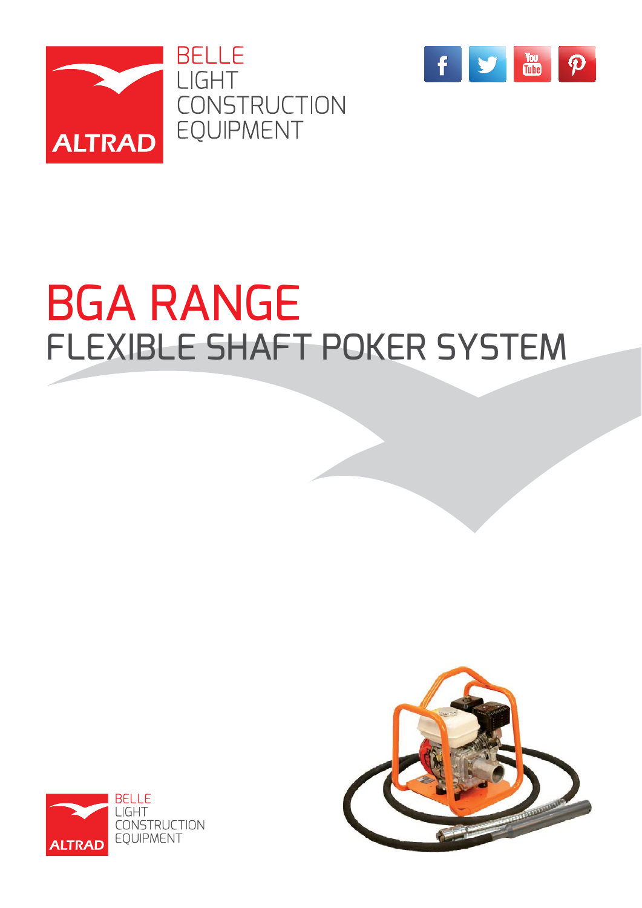ALTRAD

BELLE
LIGHT
CONSTRUCTION
EQUIPMENT

# BGA RANGE

## FLEXIBLE SHAFT POKER SYSTEM

ALTRAD

BELLE
LIGHT
CONSTRUCTION
EQUIPMENT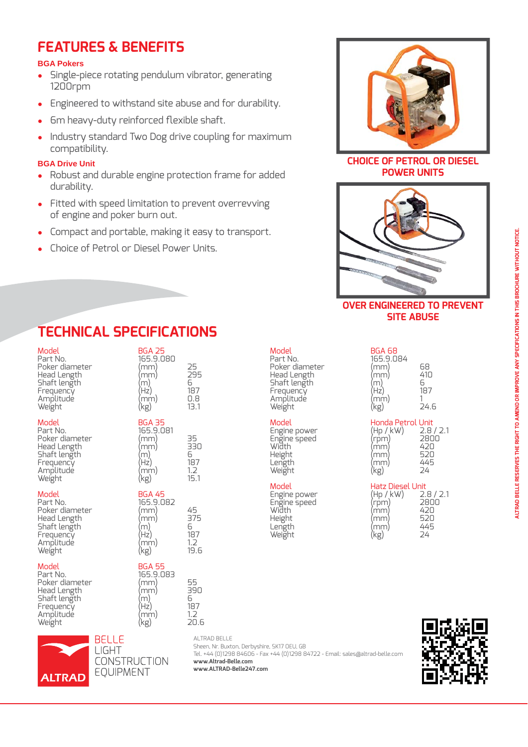# FEATURES & BENEFITS

### BGA Pokers

- Single-piece rotating pendulum vibrator, generating 1200rpm
- Engineered to withstand site abuse and for durability.
- 6m heavy-duty reinforced flexible shaft.
- Industry standard Two Dog drive coupling for maximum compatibility.

### BGA Drive Unit

- Robust and durable engine protection frame for added durability.
- Fitted with speed limitation to prevent overrevving of engine and poker burn out.
- Compact and portable, making it easy to transport.
- Choice of Petrol or Diesel Power Units.

CHOICE OF PETROL OR DIESEL POWER UNITS

OVER ENGINEERED TO PREVENT SITE ABUSE

# TECHNICAL SPECIFICATIONS

| Model | BGA 25 | |
|---|---|---|
| Part No. | 165.9.080 | |
| Poker diameter | (mm) | 25 |
| Head Length | (mm) | 295 |
| Shaft length | (m) | 6 |
| Frequency | (Hz) | 187 |
| Amplitude | (mm) | 0.8 |
| Weight | (kg) | 13.1 |

| Model | BGA 35 | |
|---|---|---|
| Part No. | 165.9.081 | |
| Poker diameter | (mm) | 35 |
| Head Length | (mm) | 330 |
| Shaft length | (m) | 6 |
| Frequency | (Hz) | 187 |
| Amplitude | (mm) | 1.2 |
| Weight | (kg) | 15.1 |

| Model | BGA 45 | |
|---|---|---|
| Part No. | 165.9.082 | |
| Poker diameter | (mm) | 45 |
| Head Length | (mm) | 375 |
| Shaft length | (m) | 6 |
| Frequency | (Hz) | 187 |
| Amplitude | (mm) | 1.2 |
| Weight | (kg) | 19.6 |

| Model | BGA 55 | |
|---|---|---|
| Part No. | 165.9.083 | |
| Poker diameter | (mm) | 55 |
| Head Length | (mm) | 390 |
| Shaft length | (m) | 6 |
| Frequency | (Hz) | 187 |
| Amplitude | (mm) | 1.2 |
| Weight | (kg) | 20.6 |

| Model | BGA 68 | |
|---|---|---|
| Part No. | 165.9.084 | |
| Poker diameter | (mm) | 68 |
| Head Length | (mm) | 410 |
| Shaft length | (m) | 6 |
| Frequency | (Hz) | 187 |
| Amplitude | (mm) | 1 |
| Weight | (kg) | 24.6 |

| Model | Honda Petrol Unit | |
|---|---|---|
| Engine power | (Hp / kW) | 2.8 / 2.1 |
| Engine speed | (rpm) | 2800 |
| Width | (mm) | 420 |
| Height | (mm) | 520 |
| Length | (mm) | 445 |
| Weight | (kg) | 24 |

| Model | Hatz Diesel Unit | |
|---|---|---|
| Engine power | (Hp / kW) | 2.8 / 2.1 |
| Engine speed | (rpm) | 2800 |
| Width | (mm) | 420 |
| Height | (mm) | 520 |
| Length | (mm) | 445 |
| Weight | (kg) | 24 |

ALTRAD BELLE LIGHT CONSTRUCTION EQUIPMENT

ALTRAD BELLE
Sheen, Nr. Buxton, Derbyshire, SK17 0EU, GB
Tel. +44 (0)1298 84606 - Fax +44 (0)1298 84722 - Email: sales@altrad-belle.com
**www.Altrad-Belle.com**
**www.ALTRAD-Belle247.com**

ALTRAD BELLE RESERVES THE RIGHT TO AMEND OR IMPROVE ANY SPECIFICATIONS IN THIS BROCHURE WITHOUT NOTICE.